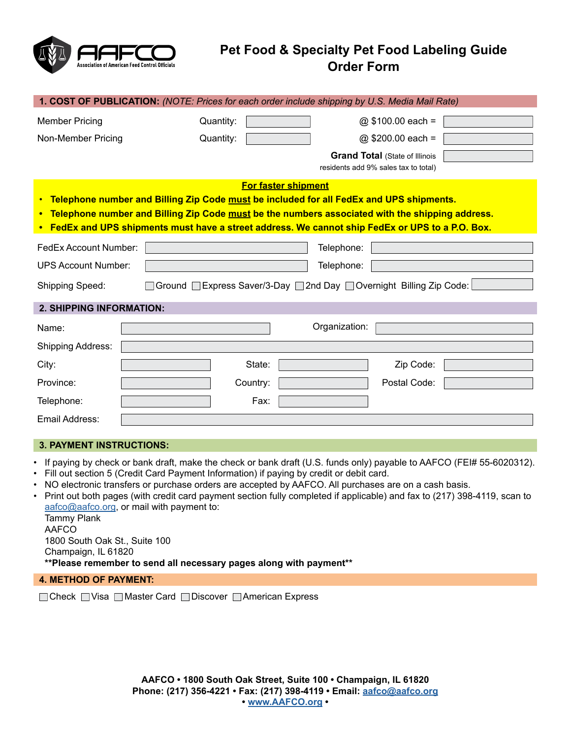AAFCO
Association of American Feed Control Officials

# Pet Food & Specialty Pet Food Labeling Guide Order Form

## 1. COST OF PUBLICATION: *(NOTE: Prices for each order include shipping by U.S. Media Mail Rate)*

| | | | | |
|---|---|---|---|---|
| Member Pricing | Quantity: | | @ $100.00 each = | |
| Non-Member Pricing | Quantity: | | @ $200.00 each = | |
| | | | **Grand Total** (State of Illinois residents add 9% sales tax to total) | |

**<u>For faster shipment</u>**

- **Telephone number and Billing Zip Code <u>must</u> be included for all FedEx and UPS shipments.**
- **Telephone number and Billing Zip Code <u>must</u> be the numbers associated with the shipping address.**
- **FedEx and UPS shipments must have a street address. We cannot ship FedEx or UPS to a P.O. Box.**

FedEx Account Number: ____________ Telephone: ____________

UPS Account Number: ____________ Telephone: ____________

Shipping Speed: ☐ Ground ☐ Express Saver/3-Day ☐ 2nd Day ☐ Overnight Billing Zip Code: ____________

## 2. SHIPPING INFORMATION:

Name: ____________ Organization: ____________

Shipping Address: ____________

City: ____________ State: ____________ Zip Code: ____________

Province: ____________ Country: ____________ Postal Code: ____________

Telephone: ____________ Fax: ____________

Email Address: ____________

## 3. PAYMENT INSTRUCTIONS:

- If paying by check or bank draft, make the check or bank draft (U.S. funds only) payable to AAFCO (FEI# 55-6020312).
- Fill out section 5 (Credit Card Payment Information) if paying by credit or debit card.
- NO electronic transfers or purchase orders are accepted by AAFCO. All purchases are on a cash basis.
- Print out both pages (with credit card payment section fully completed if applicable) and fax to (217) 398-4119, scan to aafco@aafco.org, or mail with payment to:
  Tammy Plank
  AAFCO
  1800 South Oak St., Suite 100
  Champaign, IL 61820
  **Please remember to send all necessary pages along with payment**

## 4. METHOD OF PAYMENT:

☐ Check ☐ Visa ☐ Master Card ☐ Discover ☐ American Express

**AAFCO • 1800 South Oak Street, Suite 100 • Champaign, IL 61820**
**Phone: (217) 356-4221 • Fax: (217) 398-4119 • Email: aafco@aafco.org**
**• www.AAFCO.org •**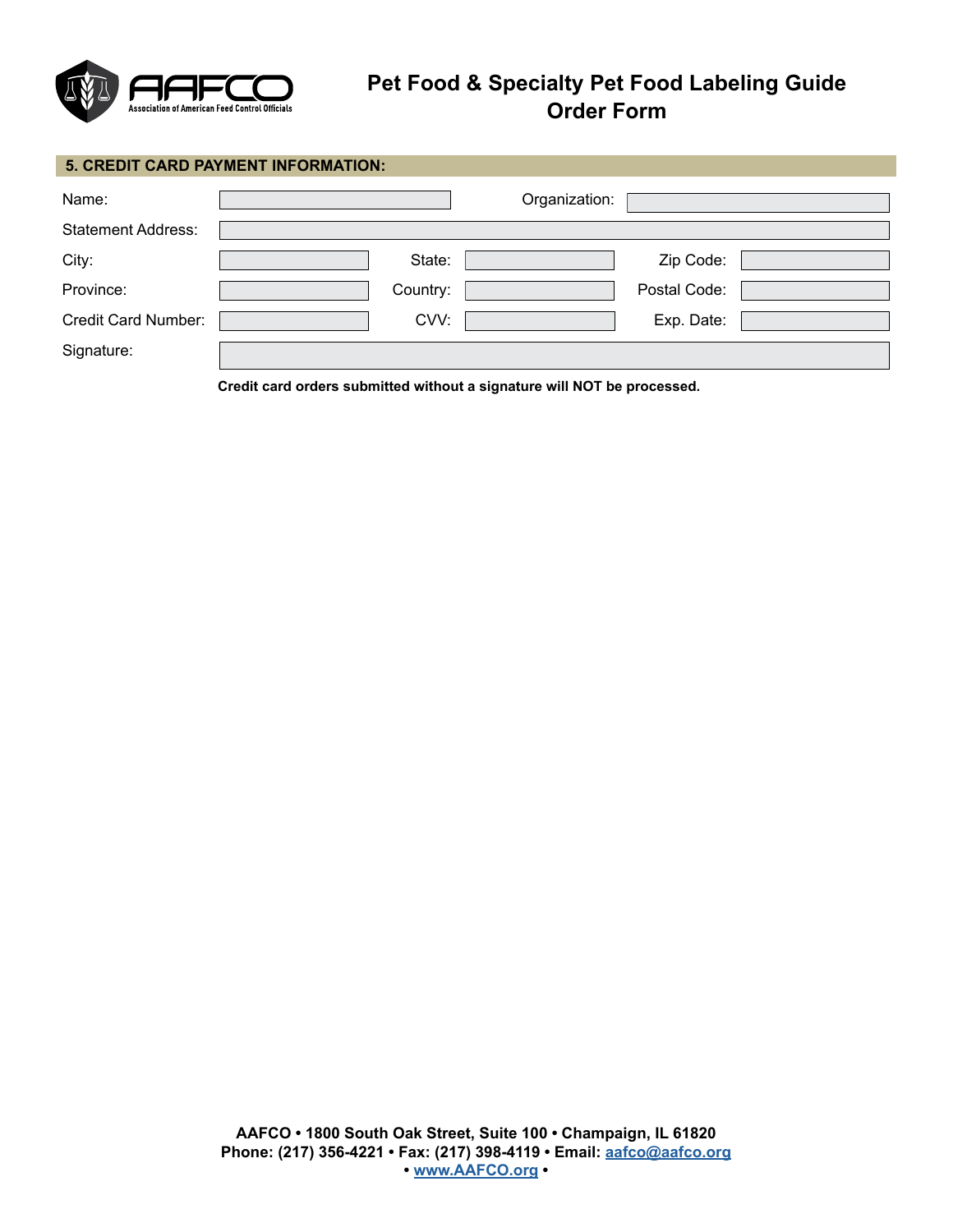**Pet Food & Specialty Pet Food Labeling Guide Order Form**

## 5. CREDIT CARD PAYMENT INFORMATION:

| | | | | | |
|---|---|---|---|---|---|
| Name: | | | Organization: | | |
| Statement Address: | | | | | |
| City: | | State: | | Zip Code: | |
| Province: | | Country: | | Postal Code: | |
| Credit Card Number: | | CVV: | | Exp. Date: | |
| Signature: | | | | | |

**Credit card orders submitted without a signature will NOT be processed.**

**AAFCO • 1800 South Oak Street, Suite 100 • Champaign, IL 61820**
**Phone: (217) 356-4221 • Fax: (217) 398-4119 • Email: aafco@aafco.org • www.AAFCO.org •**